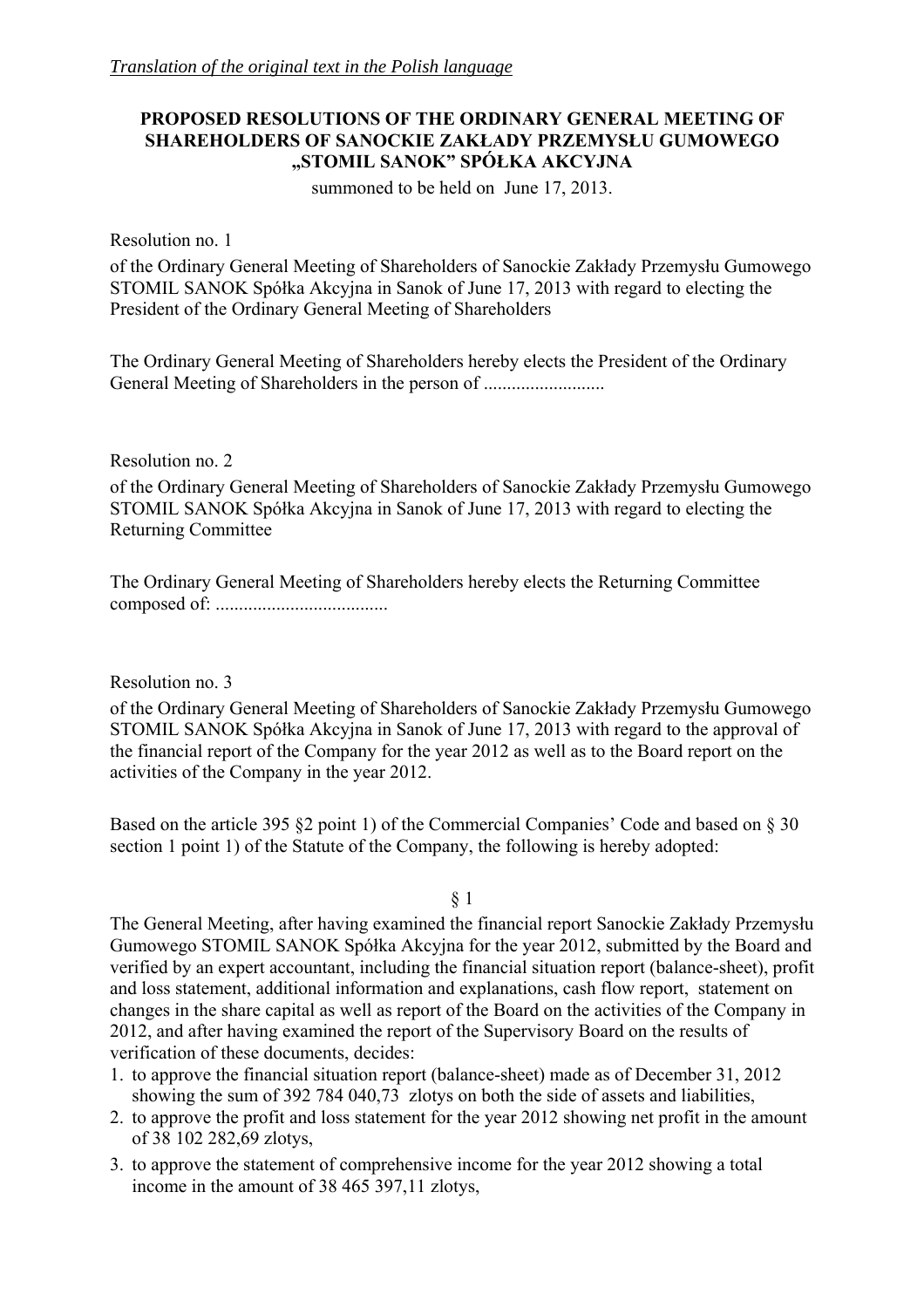*Translation of the original text in the Polish language*

**PROPOSED RESOLUTIONS OF THE ORDINARY GENERAL MEETING OF SHAREHOLDERS OF SANOCKIE ZAKŁADY PRZEMYSŁU GUMOWEGO „STOMIL SANOK" SPÓŁKA AKCYJNA**

summoned to be held on June 17, 2013.

Resolution no. 1

of the Ordinary General Meeting of Shareholders of Sanockie Zakłady Przemysłu Gumowego STOMIL SANOK Spółka Akcyjna in Sanok of June 17, 2013 with regard to electing the President of the Ordinary General Meeting of Shareholders

The Ordinary General Meeting of Shareholders hereby elects the President of the Ordinary General Meeting of Shareholders in the person of ..........................

Resolution no. 2

of the Ordinary General Meeting of Shareholders of Sanockie Zakłady Przemysłu Gumowego STOMIL SANOK Spółka Akcyjna in Sanok of June 17, 2013 with regard to electing the Returning Committee

The Ordinary General Meeting of Shareholders hereby elects the Returning Committee composed of: ....................................

Resolution no. 3

of the Ordinary General Meeting of Shareholders of Sanockie Zakłady Przemysłu Gumowego STOMIL SANOK Spółka Akcyjna in Sanok of June 17, 2013 with regard to the approval of the financial report of the Company for the year 2012 as well as to the Board report on the activities of the Company in the year 2012.

Based on the article 395 §2 point 1) of the Commercial Companies' Code and based on § 30 section 1 point 1) of the Statute of the Company, the following is hereby adopted:

§ 1

The General Meeting, after having examined the financial report Sanockie Zakłady Przemysłu Gumowego STOMIL SANOK Spółka Akcyjna for the year 2012, submitted by the Board and verified by an expert accountant, including the financial situation report (balance-sheet), profit and loss statement, additional information and explanations, cash flow report, statement on changes in the share capital as well as report of the Board on the activities of the Company in 2012, and after having examined the report of the Supervisory Board on the results of verification of these documents, decides:

1. to approve the financial situation report (balance-sheet) made as of December 31, 2012 showing the sum of 392 784 040,73 zlotys on both the side of assets and liabilities,
2. to approve the profit and loss statement for the year 2012 showing net profit in the amount of 38 102 282,69 zlotys,
3. to approve the statement of comprehensive income for the year 2012 showing a total income in the amount of 38 465 397,11 zlotys,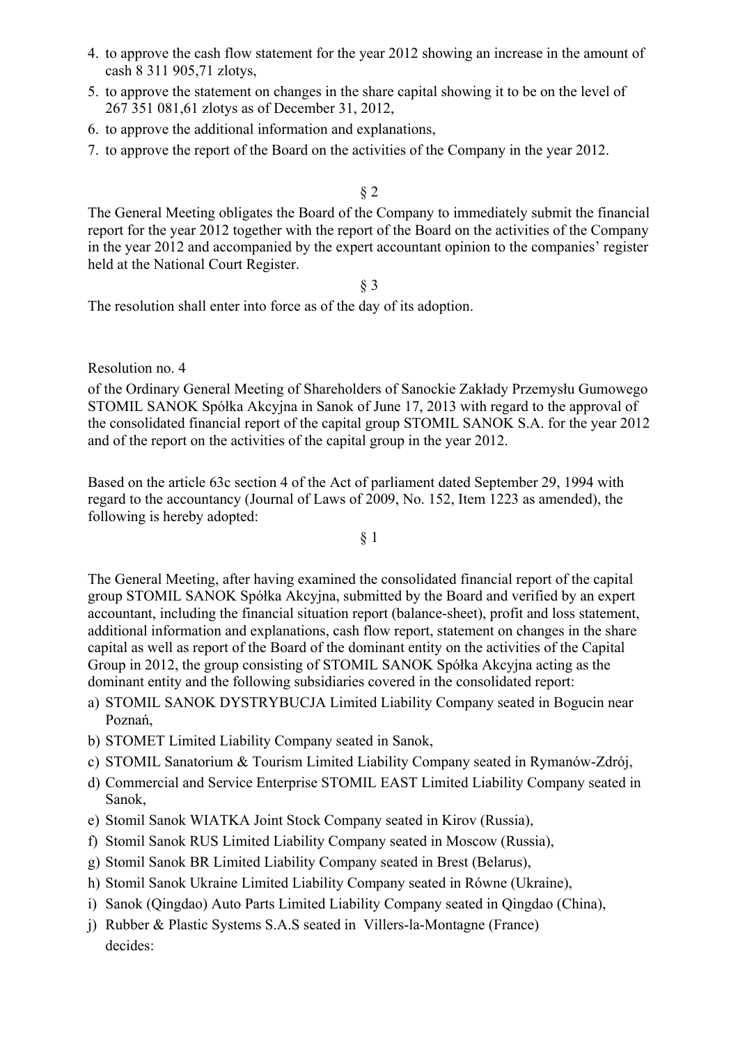4. to approve the cash flow statement for the year 2012 showing an increase in the amount of cash 8 311 905,71 zlotys,
5. to approve the statement on changes in the share capital showing it to be on the level of 267 351 081,61 zlotys as of December 31, 2012,
6. to approve the additional information and explanations,
7. to approve the report of the Board on the activities of the Company in the year 2012.

§ 2

The General Meeting obligates the Board of the Company to immediately submit the financial report for the year 2012 together with the report of the Board on the activities of the Company in the year 2012 and accompanied by the expert accountant opinion to the companies' register held at the National Court Register.

§ 3

The resolution shall enter into force as of the day of its adoption.

Resolution no. 4

of the Ordinary General Meeting of Shareholders of Sanockie Zakłady Przemysłu Gumowego STOMIL SANOK Spółka Akcyjna in Sanok of June 17, 2013 with regard to the approval of the consolidated financial report of the capital group STOMIL SANOK S.A. for the year 2012 and of the report on the activities of the capital group in the year 2012.

Based on the article 63c section 4 of the Act of parliament dated September 29, 1994 with regard to the accountancy (Journal of Laws of 2009, No. 152, Item 1223 as amended), the following is hereby adopted:

§ 1

The General Meeting, after having examined the consolidated financial report of the capital group STOMIL SANOK Spółka Akcyjna, submitted by the Board and verified by an expert accountant, including the financial situation report (balance-sheet), profit and loss statement, additional information and explanations, cash flow report, statement on changes in the share capital as well as report of the Board of the dominant entity on the activities of the Capital Group in 2012, the group consisting of STOMIL SANOK Spółka Akcyjna acting as the dominant entity and the following subsidiaries covered in the consolidated report:

a) STOMIL SANOK DYSTRYBUCJA Limited Liability Company seated in Bogucin near Poznań,
b) STOMET Limited Liability Company seated in Sanok,
c) STOMIL Sanatorium & Tourism Limited Liability Company seated in Rymanów-Zdrój,
d) Commercial and Service Enterprise STOMIL EAST Limited Liability Company seated in Sanok,
e) Stomil Sanok WIATKA Joint Stock Company seated in Kirov (Russia),
f) Stomil Sanok RUS Limited Liability Company seated in Moscow (Russia),
g) Stomil Sanok BR Limited Liability Company seated in Brest (Belarus),
h) Stomil Sanok Ukraine Limited Liability Company seated in Równe (Ukraine),
i) Sanok (Qingdao) Auto Parts Limited Liability Company seated in Qingdao (China),
j) Rubber & Plastic Systems S.A.S seated in Villers-la-Montagne (France)

decides: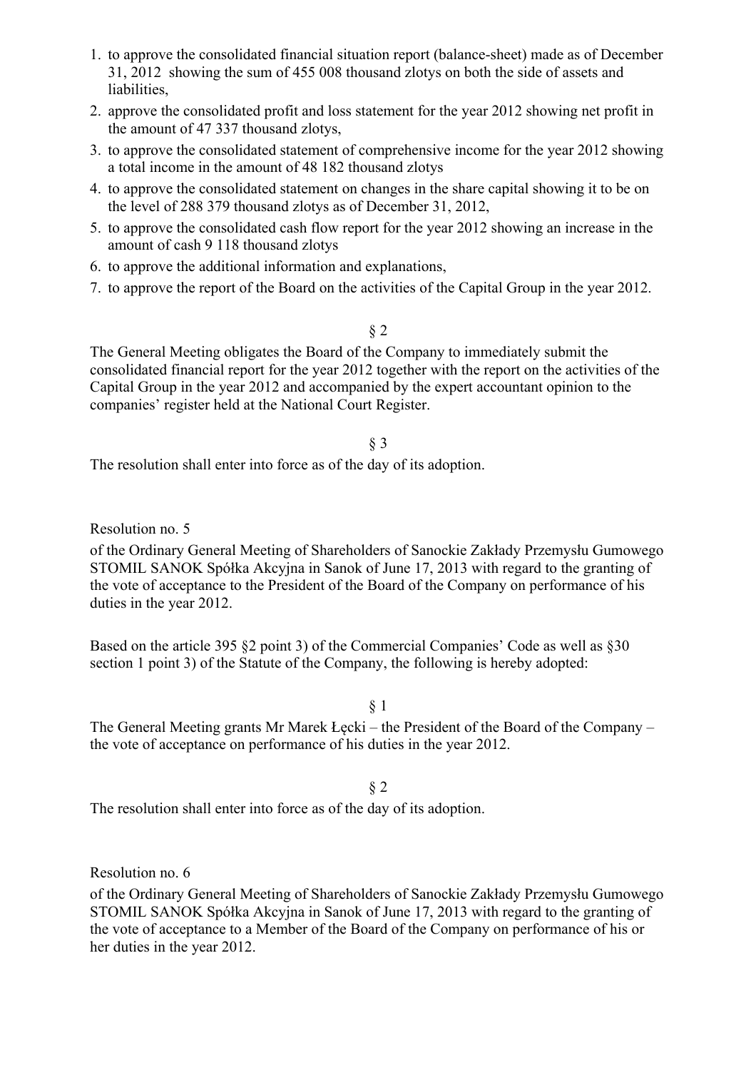1. to approve the consolidated financial situation report (balance-sheet) made as of December 31, 2012 showing the sum of 455 008 thousand zlotys on both the side of assets and liabilities,
2. approve the consolidated profit and loss statement for the year 2012 showing net profit in the amount of 47 337 thousand zlotys,
3. to approve the consolidated statement of comprehensive income for the year 2012 showing a total income in the amount of 48 182 thousand zlotys
4. to approve the consolidated statement on changes in the share capital showing it to be on the level of 288 379 thousand zlotys as of December 31, 2012,
5. to approve the consolidated cash flow report for the year 2012 showing an increase in the amount of cash 9 118 thousand zlotys
6. to approve the additional information and explanations,
7. to approve the report of the Board on the activities of the Capital Group in the year 2012.

§ 2

The General Meeting obligates the Board of the Company to immediately submit the consolidated financial report for the year 2012 together with the report on the activities of the Capital Group in the year 2012 and accompanied by the expert accountant opinion to the companies' register held at the National Court Register.

§ 3

The resolution shall enter into force as of the day of its adoption.

Resolution no. 5

of the Ordinary General Meeting of Shareholders of Sanockie Zakłady Przemysłu Gumowego STOMIL SANOK Spółka Akcyjna in Sanok of June 17, 2013 with regard to the granting of the vote of acceptance to the President of the Board of the Company on performance of his duties in the year 2012.

Based on the article 395 §2 point 3) of the Commercial Companies' Code as well as §30 section 1 point 3) of the Statute of the Company, the following is hereby adopted:

§ 1

The General Meeting grants Mr Marek Łęcki – the President of the Board of the Company – the vote of acceptance on performance of his duties in the year 2012.

§ 2

The resolution shall enter into force as of the day of its adoption.

Resolution no. 6

of the Ordinary General Meeting of Shareholders of Sanockie Zakłady Przemysłu Gumowego STOMIL SANOK Spółka Akcyjna in Sanok of June 17, 2013 with regard to the granting of the vote of acceptance to a Member of the Board of the Company on performance of his or her duties in the year 2012.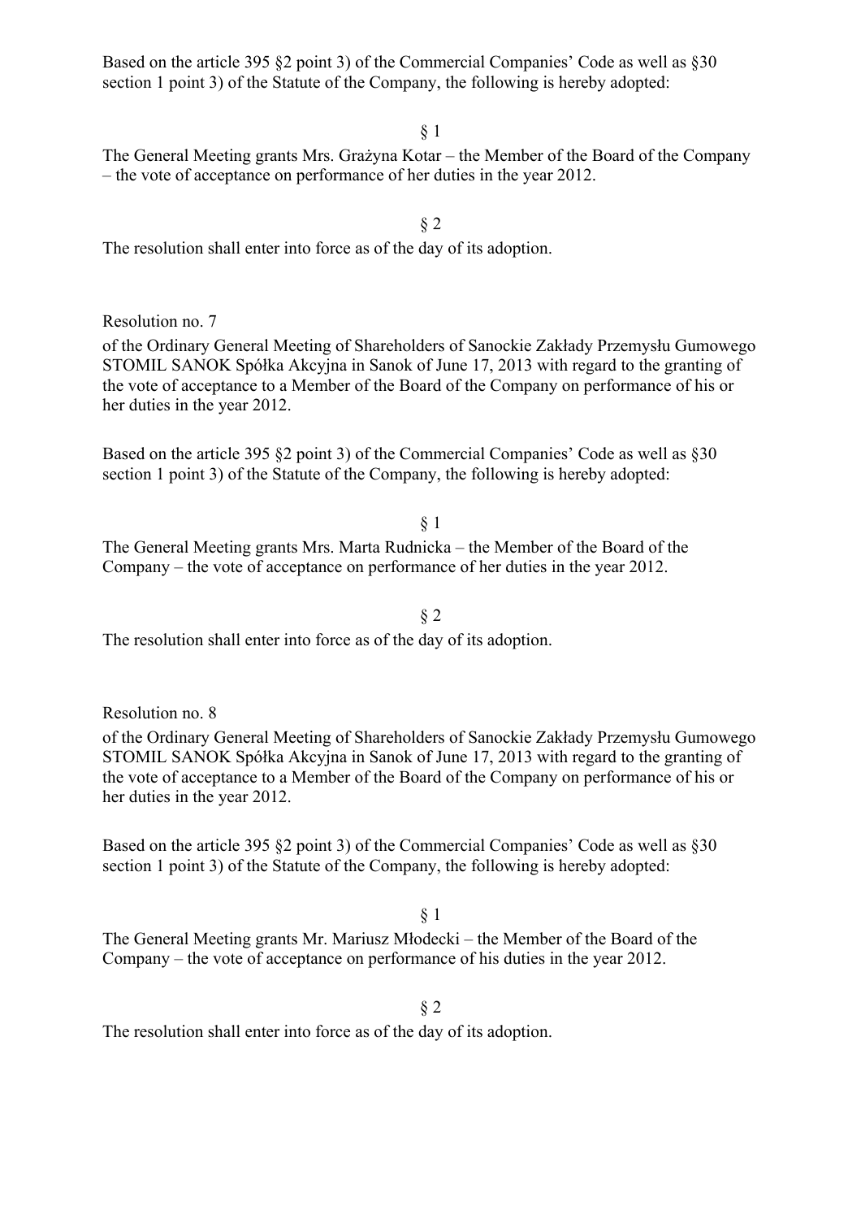Based on the article 395 §2 point 3) of the Commercial Companies' Code as well as §30 section 1 point 3) of the Statute of the Company, the following is hereby adopted:

§ 1

The General Meeting grants Mrs. Grażyna Kotar – the Member of the Board of the Company – the vote of acceptance on performance of her duties in the year 2012.

§ 2

The resolution shall enter into force as of the day of its adoption.

Resolution no. 7

of the Ordinary General Meeting of Shareholders of Sanockie Zakłady Przemysłu Gumowego STOMIL SANOK Spółka Akcyjna in Sanok of June 17, 2013 with regard to the granting of the vote of acceptance to a Member of the Board of the Company on performance of his or her duties in the year 2012.

Based on the article 395 §2 point 3) of the Commercial Companies' Code as well as §30 section 1 point 3) of the Statute of the Company, the following is hereby adopted:

§ 1

The General Meeting grants Mrs. Marta Rudnicka – the Member of the Board of the Company – the vote of acceptance on performance of her duties in the year 2012.

§ 2

The resolution shall enter into force as of the day of its adoption.

Resolution no. 8

of the Ordinary General Meeting of Shareholders of Sanockie Zakłady Przemysłu Gumowego STOMIL SANOK Spółka Akcyjna in Sanok of June 17, 2013 with regard to the granting of the vote of acceptance to a Member of the Board of the Company on performance of his or her duties in the year 2012.

Based on the article 395 §2 point 3) of the Commercial Companies' Code as well as §30 section 1 point 3) of the Statute of the Company, the following is hereby adopted:

§ 1

The General Meeting grants Mr. Mariusz Młodecki – the Member of the Board of the Company – the vote of acceptance on performance of his duties in the year 2012.

§ 2

The resolution shall enter into force as of the day of its adoption.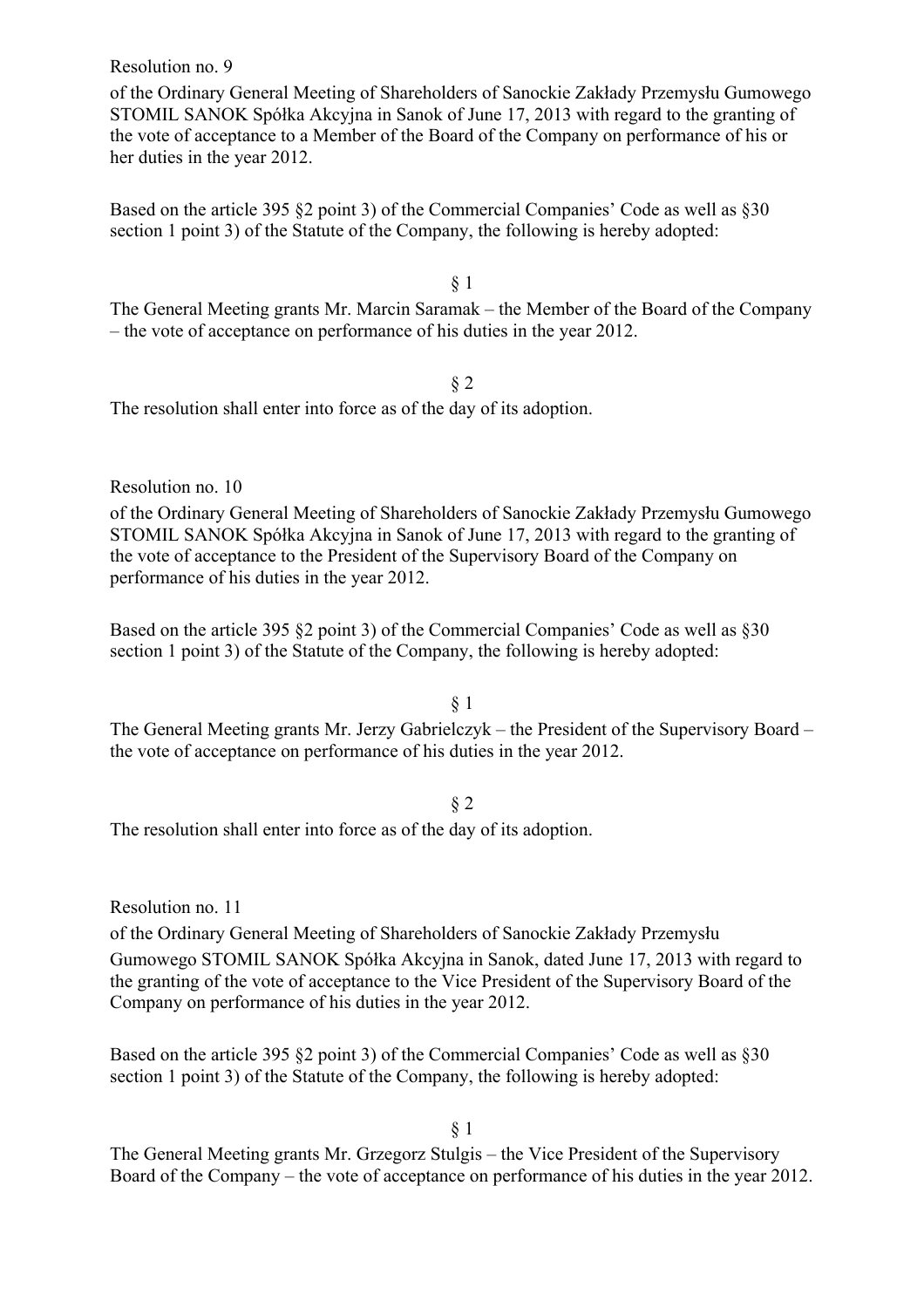Resolution no. 9

of the Ordinary General Meeting of Shareholders of Sanockie Zakłady Przemysłu Gumowego STOMIL SANOK Spółka Akcyjna in Sanok of June 17, 2013 with regard to the granting of the vote of acceptance to a Member of the Board of the Company on performance of his or her duties in the year 2012.

Based on the article 395 §2 point 3) of the Commercial Companies' Code as well as §30 section 1 point 3) of the Statute of the Company, the following is hereby adopted:

§ 1

The General Meeting grants Mr. Marcin Saramak – the Member of the Board of the Company – the vote of acceptance on performance of his duties in the year 2012.

§ 2

The resolution shall enter into force as of the day of its adoption.

Resolution no. 10

of the Ordinary General Meeting of Shareholders of Sanockie Zakłady Przemysłu Gumowego STOMIL SANOK Spółka Akcyjna in Sanok of June 17, 2013 with regard to the granting of the vote of acceptance to the President of the Supervisory Board of the Company on performance of his duties in the year 2012.

Based on the article 395 §2 point 3) of the Commercial Companies' Code as well as §30 section 1 point 3) of the Statute of the Company, the following is hereby adopted:

§ 1

The General Meeting grants Mr. Jerzy Gabrielczyk – the President of the Supervisory Board – the vote of acceptance on performance of his duties in the year 2012.

§ 2

The resolution shall enter into force as of the day of its adoption.

Resolution no. 11

of the Ordinary General Meeting of Shareholders of Sanockie Zakłady Przemysłu Gumowego STOMIL SANOK Spółka Akcyjna in Sanok, dated June 17, 2013 with regard to the granting of the vote of acceptance to the Vice President of the Supervisory Board of the Company on performance of his duties in the year 2012.

Based on the article 395 §2 point 3) of the Commercial Companies' Code as well as §30 section 1 point 3) of the Statute of the Company, the following is hereby adopted:

§ 1

The General Meeting grants Mr. Grzegorz Stulgis – the Vice President of the Supervisory Board of the Company – the vote of acceptance on performance of his duties in the year 2012.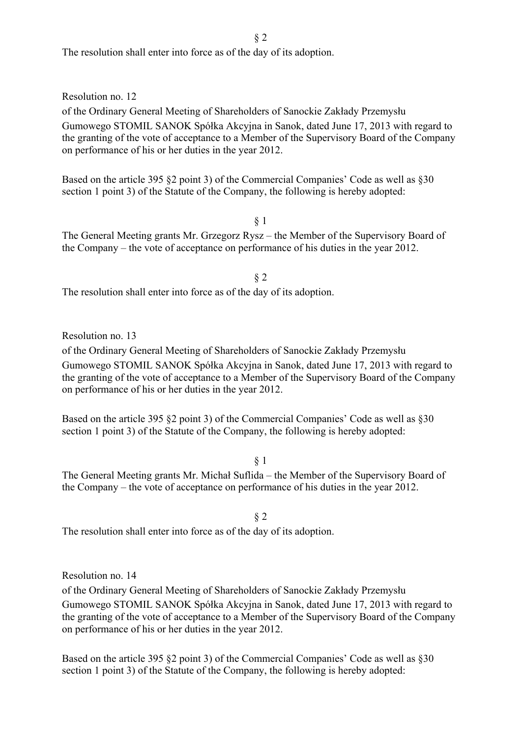§ 2

The resolution shall enter into force as of the day of its adoption.

Resolution no. 12

of the Ordinary General Meeting of Shareholders of Sanockie Zakłady Przemysłu Gumowego STOMIL SANOK Spółka Akcyjna in Sanok, dated June 17, 2013 with regard to the granting of the vote of acceptance to a Member of the Supervisory Board of the Company on performance of his or her duties in the year 2012.

Based on the article 395 §2 point 3) of the Commercial Companies' Code as well as §30 section 1 point 3) of the Statute of the Company, the following is hereby adopted:

§ 1

The General Meeting grants Mr. Grzegorz Rysz – the Member of the Supervisory Board of the Company – the vote of acceptance on performance of his duties in the year 2012.

§ 2

The resolution shall enter into force as of the day of its adoption.

Resolution no. 13

of the Ordinary General Meeting of Shareholders of Sanockie Zakłady Przemysłu Gumowego STOMIL SANOK Spółka Akcyjna in Sanok, dated June 17, 2013 with regard to the granting of the vote of acceptance to a Member of the Supervisory Board of the Company on performance of his or her duties in the year 2012.

Based on the article 395 §2 point 3) of the Commercial Companies' Code as well as §30 section 1 point 3) of the Statute of the Company, the following is hereby adopted:

§ 1

The General Meeting grants Mr. Michał Suflida – the Member of the Supervisory Board of the Company – the vote of acceptance on performance of his duties in the year 2012.

§ 2

The resolution shall enter into force as of the day of its adoption.

Resolution no. 14

of the Ordinary General Meeting of Shareholders of Sanockie Zakłady Przemysłu Gumowego STOMIL SANOK Spółka Akcyjna in Sanok, dated June 17, 2013 with regard to the granting of the vote of acceptance to a Member of the Supervisory Board of the Company on performance of his or her duties in the year 2012.

Based on the article 395 §2 point 3) of the Commercial Companies' Code as well as §30 section 1 point 3) of the Statute of the Company, the following is hereby adopted: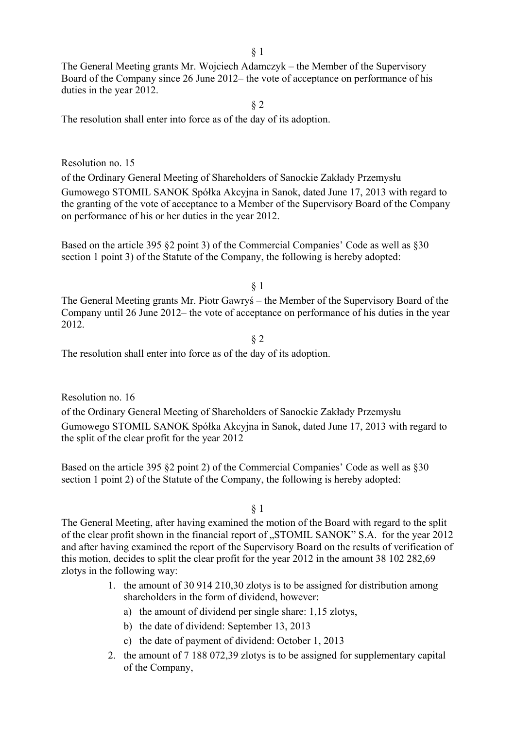§ 1

The General Meeting grants Mr. Wojciech Adamczyk – the Member of the Supervisory Board of the Company since 26 June 2012– the vote of acceptance on performance of his duties in the year 2012.

§ 2

The resolution shall enter into force as of the day of its adoption.

Resolution no. 15

of the Ordinary General Meeting of Shareholders of Sanockie Zakłady Przemysłu Gumowego STOMIL SANOK Spółka Akcyjna in Sanok, dated June 17, 2013 with regard to the granting of the vote of acceptance to a Member of the Supervisory Board of the Company on performance of his or her duties in the year 2012.

Based on the article 395 §2 point 3) of the Commercial Companies' Code as well as §30 section 1 point 3) of the Statute of the Company, the following is hereby adopted:

§ 1

The General Meeting grants Mr. Piotr Gawryś – the Member of the Supervisory Board of the Company until 26 June 2012– the vote of acceptance on performance of his duties in the year 2012.

§ 2

The resolution shall enter into force as of the day of its adoption.

Resolution no. 16

of the Ordinary General Meeting of Shareholders of Sanockie Zakłady Przemysłu Gumowego STOMIL SANOK Spółka Akcyjna in Sanok, dated June 17, 2013 with regard to the split of the clear profit for the year 2012

Based on the article 395 §2 point 2) of the Commercial Companies' Code as well as §30 section 1 point 2) of the Statute of the Company, the following is hereby adopted:

§ 1

The General Meeting, after having examined the motion of the Board with regard to the split of the clear profit shown in the financial report of „STOMIL SANOK" S.A. for the year 2012 and after having examined the report of the Supervisory Board on the results of verification of this motion, decides to split the clear profit for the year 2012 in the amount 38 102 282,69 zlotys in the following way:

1. the amount of 30 914 210,30 zlotys is to be assigned for distribution among shareholders in the form of dividend, however:
   a) the amount of dividend per single share: 1,15 zlotys,
   b) the date of dividend: September 13, 2013
   c) the date of payment of dividend: October 1, 2013
2. the amount of 7 188 072,39 zlotys is to be assigned for supplementary capital of the Company,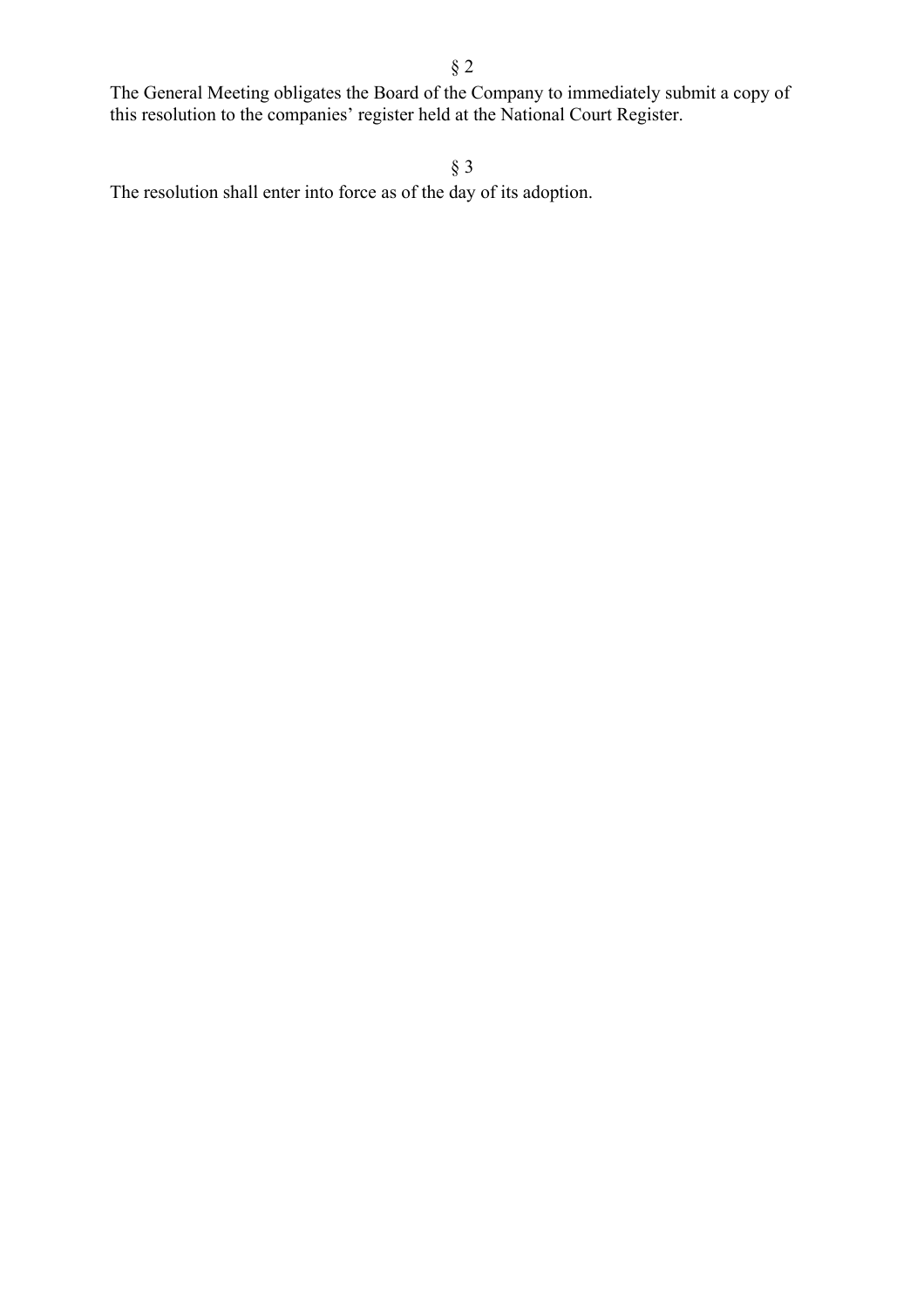§ 2

The General Meeting obligates the Board of the Company to immediately submit a copy of this resolution to the companies' register held at the National Court Register.

§ 3

The resolution shall enter into force as of the day of its adoption.